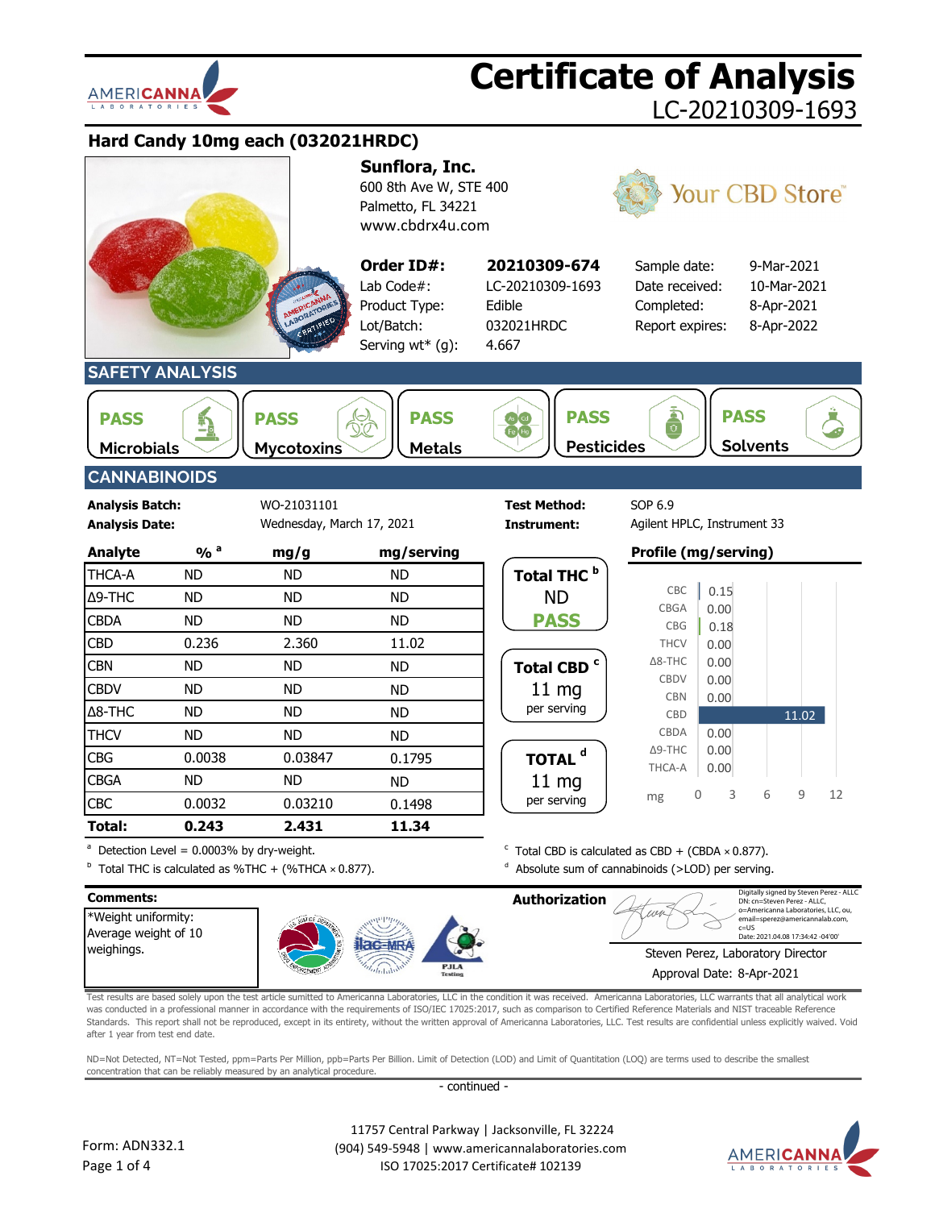# Certificate of Analysis

LC-20210309-1693

## Hard Candy 10mg each (032021HRDC)

**Sunflora, Inc.**
600 8th Ave W, STE 400
Palmetto, FL 34221
www.cbdrx4u.com

Your CBD Store

| | | | |
|---|---|---|---|
| **Order ID#:** | **20210309-674** | Sample date: | 9-Mar-2021 |
| Lab Code#: | LC-20210309-1693 | Date received: | 10-Mar-2021 |
| Product Type: | Edible | Completed: | 8-Apr-2021 |
| Lot/Batch: | 032021HRDC | Report expires: | 8-Apr-2022 |
| Serving wt* (g): | 4.667 | | |

## SAFETY ANALYSIS

| Microbials | Mycotoxins | Metals | Pesticides | Solvents |
|---|---|---|---|---|
| PASS | PASS | PASS | PASS | PASS |

## CANNABINOIDS

**Analysis Batch:** WO-21031101
**Analysis Date:** Wednesday, March 17, 2021
**Test Method:** SOP 6.9
**Instrument:** Agilent HPLC, Instrument 33

| Analyte | % [a] | mg/g | mg/serving |
|---|---|---|---|
| THCA-A | ND | ND | ND |
| Δ9-THC | ND | ND | ND |
| CBDA | ND | ND | ND |
| CBD | 0.236 | 2.360 | 11.02 |
| CBN | ND | ND | ND |
| CBDV | ND | ND | ND |
| Δ8-THC | ND | ND | ND |
| THCV | ND | ND | ND |
| CBG | 0.0038 | 0.03847 | 0.1795 |
| CBGA | ND | ND | ND |
| CBC | 0.0032 | 0.03210 | 0.1498 |
| **Total:** | **0.243** | **2.431** | **11.34** |

**Total THC [b]**: ND — **PASS**

**Total CBD [c]**: 11 mg per serving

**TOTAL [d]**: 11 mg per serving

**Profile (mg/serving)**

| Analyte | mg |
|---|---|
| CBC | 0.15 |
| CBGA | 0.00 |
| CBG | 0.18 |
| THCV | 0.00 |
| Δ8-THC | 0.00 |
| CBDV | 0.00 |
| CBN | 0.00 |
| CBD | 11.02 |
| CBDA | 0.00 |
| Δ9-THC | 0.00 |
| THCA-A | 0.00 |

[a] Detection Level = 0.0003% by dry-weight.
[b] Total THC is calculated as %THC + (%THCA × 0.877).
[c] Total CBD is calculated as CBD + (CBDA × 0.877).
[d] Absolute sum of cannabinoids (>LOD) per serving.

**Comments:**
*Weight uniformity: Average weight of 10 weighings.

**Authorization**

Digitally signed by Steven Perez - ALLC
DN: cn=Steven Perez - ALLC, o=Americanna Laboratories, LLC, ou, email=sperez@americannalab.com, c=US
Date: 2021.04.08 17:34:42 -04'00'

Steven Perez, Laboratory Director
Approval Date: 8-Apr-2021

Test results are based solely upon the test article sumitted to Americanna Laboratories, LLC in the condition it was received. Americanna Laboratories, LLC warrants that all analytical work was conducted in a professional manner in accordance with the requirements of ISO/IEC 17025:2017, such as comparison to Certified Reference Materials and NIST traceable Reference Standards. This report shall not be reproduced, except in its entirety, without the written approval of Americanna Laboratories, LLC. Test results are confidential unless explicitly waived. Void after 1 year from test end date.

ND=Not Detected, NT=Not Tested, ppm=Parts Per Million, ppb=Parts Per Billion. Limit of Detection (LOD) and Limit of Quantitation (LOQ) are terms used to describe the smallest concentration that can be reliably measured by an analytical procedure.

- continued -

Form: ADN332.1

11757 Central Parkway | Jacksonville, FL 32224
(904) 549-5948 | www.americannalaboratories.com
ISO 17025:2017 Certificate# 102139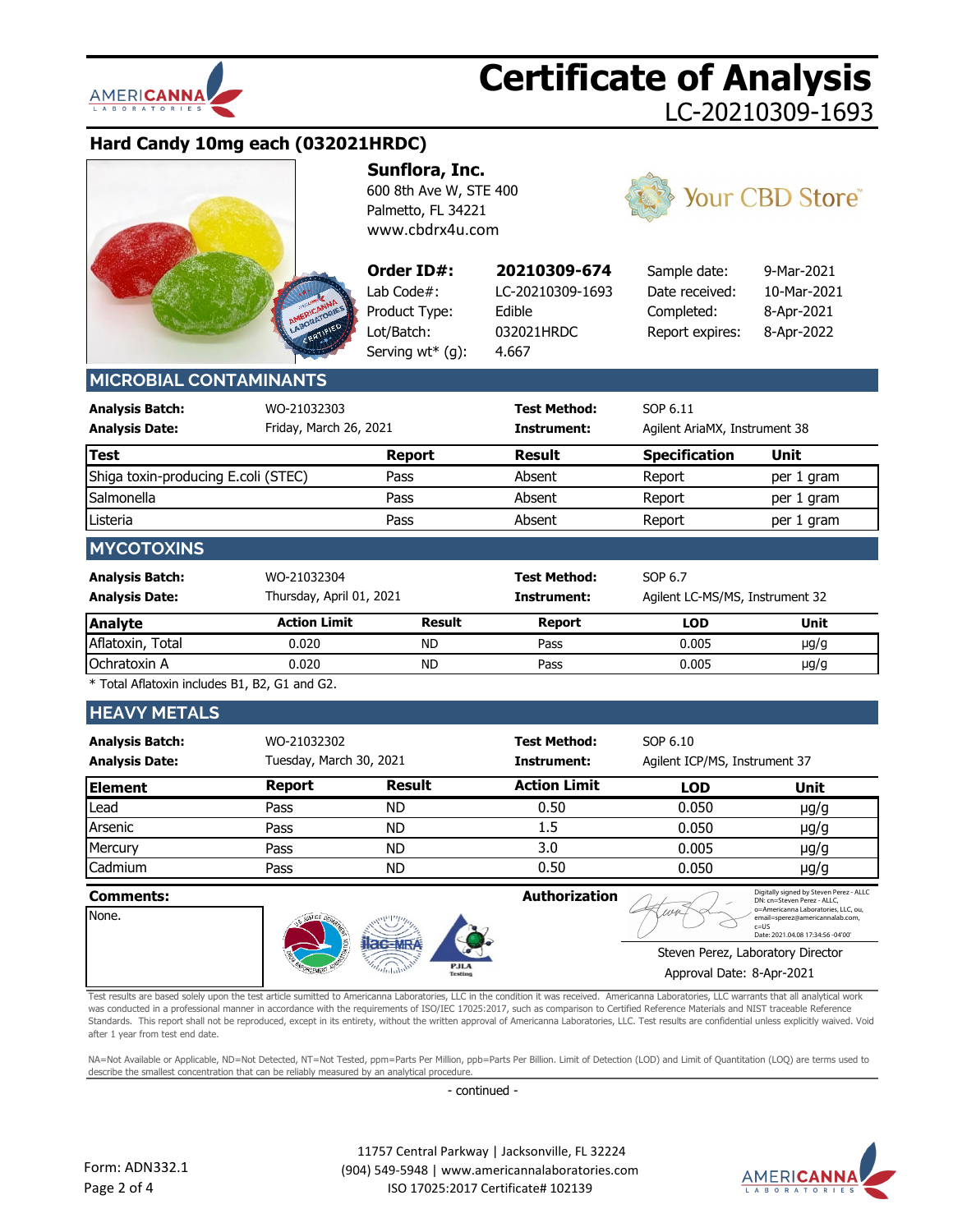# Certificate of Analysis

LC-20210309-1693

## Hard Candy 10mg each (032021HRDC)

**Sunflora, Inc.**
600 8th Ave W, STE 400
Palmetto, FL 34221
www.cbdrx4u.com

Your CBD Store™

| | | | |
|---|---|---|---|
| **Order ID#:** | **20210309-674** | Sample date: | 9-Mar-2021 |
| Lab Code#: | LC-20210309-1693 | Date received: | 10-Mar-2021 |
| Product Type: | Edible | Completed: | 8-Apr-2021 |
| Lot/Batch: | 032021HRDC | Report expires: | 8-Apr-2022 |
| Serving wt* (g): | 4.667 | | |

## MICROBIAL CONTAMINANTS

**Analysis Batch:** WO-21032303
**Analysis Date:** Friday, March 26, 2021
**Test Method:** SOP 6.11
**Instrument:** Agilent AriaMX, Instrument 38

| Test | Report | Result | Specification | Unit |
|---|---|---|---|---|
| Shiga toxin-producing E.coli (STEC) | Pass | Absent | Report | per 1 gram |
| Salmonella | Pass | Absent | Report | per 1 gram |
| Listeria | Pass | Absent | Report | per 1 gram |

## MYCOTOXINS

**Analysis Batch:** WO-21032304
**Analysis Date:** Thursday, April 01, 2021
**Test Method:** SOP 6.7
**Instrument:** Agilent LC-MS/MS, Instrument 32

| Analyte | Action Limit | Result | Report | LOD | Unit |
|---|---|---|---|---|---|
| Aflatoxin, Total | 0.020 | ND | Pass | 0.005 | µg/g |
| Ochratoxin A | 0.020 | ND | Pass | 0.005 | µg/g |

* Total Aflatoxin includes B1, B2, G1 and G2.

## HEAVY METALS

**Analysis Batch:** WO-21032302
**Analysis Date:** Tuesday, March 30, 2021
**Test Method:** SOP 6.10
**Instrument:** Agilent ICP/MS, Instrument 37

| Element | Report | Result | Action Limit | LOD | Unit |
|---|---|---|---|---|---|
| Lead | Pass | ND | 0.50 | 0.050 | µg/g |
| Arsenic | Pass | ND | 1.5 | 0.050 | µg/g |
| Mercury | Pass | ND | 3.0 | 0.005 | µg/g |
| Cadmium | Pass | ND | 0.50 | 0.050 | µg/g |

**Comments:**
None.

**Authorization**

Digitally signed by Steven Perez - ALLC
DN: cn=Steven Perez - ALLC, o=Americanna Laboratories, LLC, ou, email=sperez@americannalab.com, c=US
Date: 2021.04.08 17:34:56 -04'00'

Steven Perez, Laboratory Director
Approval Date: 8-Apr-2021

Test results are based solely upon the test article sumitted to Americanna Laboratories, LLC in the condition it was received. Americanna Laboratories, LLC warrants that all analytical work was conducted in a professional manner in accordance with the requirements of ISO/IEC 17025:2017, such as comparison to Certified Reference Materials and NIST traceable Reference Standards. This report shall not be reproduced, except in its entirety, without the written approval of Americanna Laboratories, LLC. Test results are confidential unless explicitly waived. Void after 1 year from test end date.

NA=Not Available or Applicable, ND=Not Detected, NT=Not Tested, ppm=Parts Per Million, ppb=Parts Per Billion. Limit of Detection (LOD) and Limit of Quantitation (LOQ) are terms used to describe the smallest concentration that can be reliably measured by an analytical procedure.

- continued -

Form: ADN332.1

11757 Central Parkway | Jacksonville, FL 32224
(904) 549-5948 | www.americannalaboratories.com
ISO 17025:2017 Certificate# 102139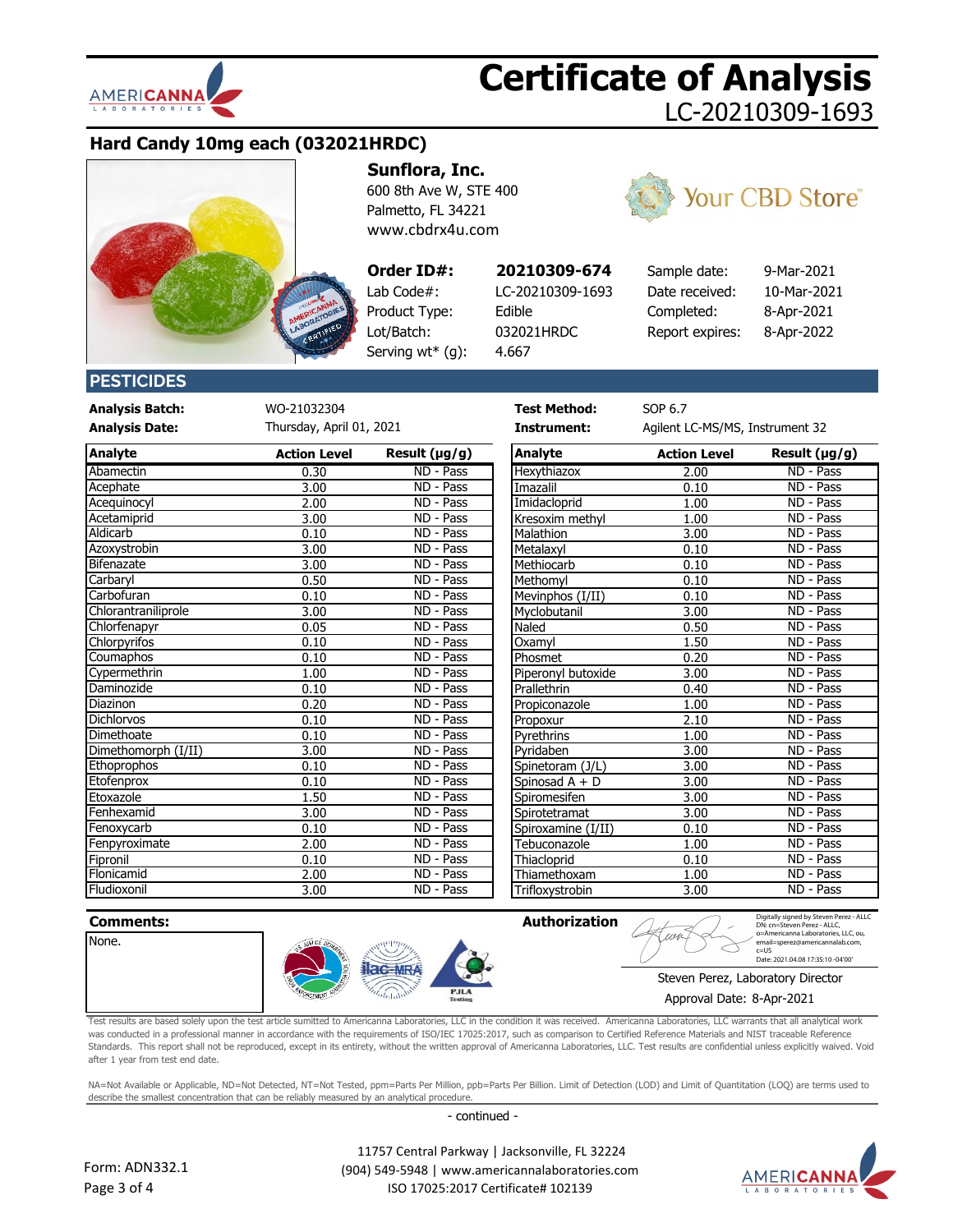# Certificate of Analysis

LC-20210309-1693

## Hard Candy 10mg each (032021HRDC)

**Sunflora, Inc.**
600 8th Ave W, STE 400
Palmetto, FL 34221
www.cbdrx4u.com

Your CBD Store™

| **Order ID#:** | **20210309-674** | Sample date: | 9-Mar-2021 |
|---|---|---|---|
| Lab Code#: | LC-20210309-1693 | Date received: | 10-Mar-2021 |
| Product Type: | Edible | Completed: | 8-Apr-2021 |
| Lot/Batch: | 032021HRDC | Report expires: | 8-Apr-2022 |
| Serving wt* (g): | 4.667 | | |

## PESTICIDES

| **Analysis Batch:** | WO-21032304 | **Test Method:** | SOP 6.7 |
|---|---|---|---|
| **Analysis Date:** | Thursday, April 01, 2021 | **Instrument:** | Agilent LC-MS/MS, Instrument 32 |

| Analyte | Action Level | Result (µg/g) | Analyte | Action Level | Result (µg/g) |
|---|---|---|---|---|---|
| Abamectin | 0.30 | ND - Pass | Hexythiazox | 2.00 | ND - Pass |
| Acephate | 3.00 | ND - Pass | Imazalil | 0.10 | ND - Pass |
| Acequinocyl | 2.00 | ND - Pass | Imidacloprid | 1.00 | ND - Pass |
| Acetamiprid | 3.00 | ND - Pass | Kresoxim methyl | 1.00 | ND - Pass |
| Aldicarb | 0.10 | ND - Pass | Malathion | 3.00 | ND - Pass |
| Azoxystrobin | 3.00 | ND - Pass | Metalaxyl | 0.10 | ND - Pass |
| Bifenazate | 3.00 | ND - Pass | Methiocarb | 0.10 | ND - Pass |
| Carbaryl | 0.50 | ND - Pass | Methomyl | 0.10 | ND - Pass |
| Carbofuran | 0.10 | ND - Pass | Mevinphos (I/II) | 0.10 | ND - Pass |
| Chlorantraniliprole | 3.00 | ND - Pass | Myclobutanil | 3.00 | ND - Pass |
| Chlorfenapyr | 0.05 | ND - Pass | Naled | 0.50 | ND - Pass |
| Chlorpyrifos | 0.10 | ND - Pass | Oxamyl | 1.50 | ND - Pass |
| Coumaphos | 0.10 | ND - Pass | Phosmet | 0.20 | ND - Pass |
| Cypermethrin | 1.00 | ND - Pass | Piperonyl butoxide | 3.00 | ND - Pass |
| Daminozide | 0.10 | ND - Pass | Prallethrin | 0.40 | ND - Pass |
| Diazinon | 0.20 | ND - Pass | Propiconazole | 1.00 | ND - Pass |
| Dichlorvos | 0.10 | ND - Pass | Propoxur | 2.10 | ND - Pass |
| Dimethoate | 0.10 | ND - Pass | Pyrethrins | 1.00 | ND - Pass |
| Dimethomorph (I/II) | 3.00 | ND - Pass | Pyridaben | 3.00 | ND - Pass |
| Ethoprophos | 0.10 | ND - Pass | Spinetoram (J/L) | 3.00 | ND - Pass |
| Etofenprox | 0.10 | ND - Pass | Spinosad A + D | 3.00 | ND - Pass |
| Etoxazole | 1.50 | ND - Pass | Spiromesifen | 3.00 | ND - Pass |
| Fenhexamid | 3.00 | ND - Pass | Spirotetramat | 3.00 | ND - Pass |
| Fenoxycarb | 0.10 | ND - Pass | Spiroxamine (I/II) | 0.10 | ND - Pass |
| Fenpyroximate | 2.00 | ND - Pass | Tebuconazole | 1.00 | ND - Pass |
| Fipronil | 0.10 | ND - Pass | Thiacloprid | 0.10 | ND - Pass |
| Flonicamid | 2.00 | ND - Pass | Thiamethoxam | 1.00 | ND - Pass |
| Fludioxonil | 3.00 | ND - Pass | Trifloxystrobin | 3.00 | ND - Pass |

**Comments:**

None.

**Authorization**

Digitally signed by Steven Perez - ALLC
DN: cn=Steven Perez - ALLC, o=Americanna Laboratories, LLC, ou, email=sperez@americannalab.com, c=US
Date: 2021.04.08 17:35:10 -04'00'

Steven Perez, Laboratory Director
Approval Date: 8-Apr-2021

Test results are based solely upon the test article sumitted to Americanna Laboratories, LLC in the condition it was received. Americanna Laboratories, LLC warrants that all analytical work was conducted in a professional manner in accordance with the requirements of ISO/IEC 17025:2017, such as comparison to Certified Reference Materials and NIST traceable Reference Standards. This report shall not be reproduced, except in its entirety, without the written approval of Americanna Laboratories, LLC. Test results are confidential unless explicitly waived. Void after 1 year from test end date.

NA=Not Available or Applicable, ND=Not Detected, NT=Not Tested, ppm=Parts Per Million, ppb=Parts Per Billion. Limit of Detection (LOD) and Limit of Quantitation (LOQ) are terms used to describe the smallest concentration that can be reliably measured by an analytical procedure.

- continued -

Form: ADN332.1

11757 Central Parkway | Jacksonville, FL 32224
(904) 549-5948 | www.americannalaboratories.com
ISO 17025:2017 Certificate# 102139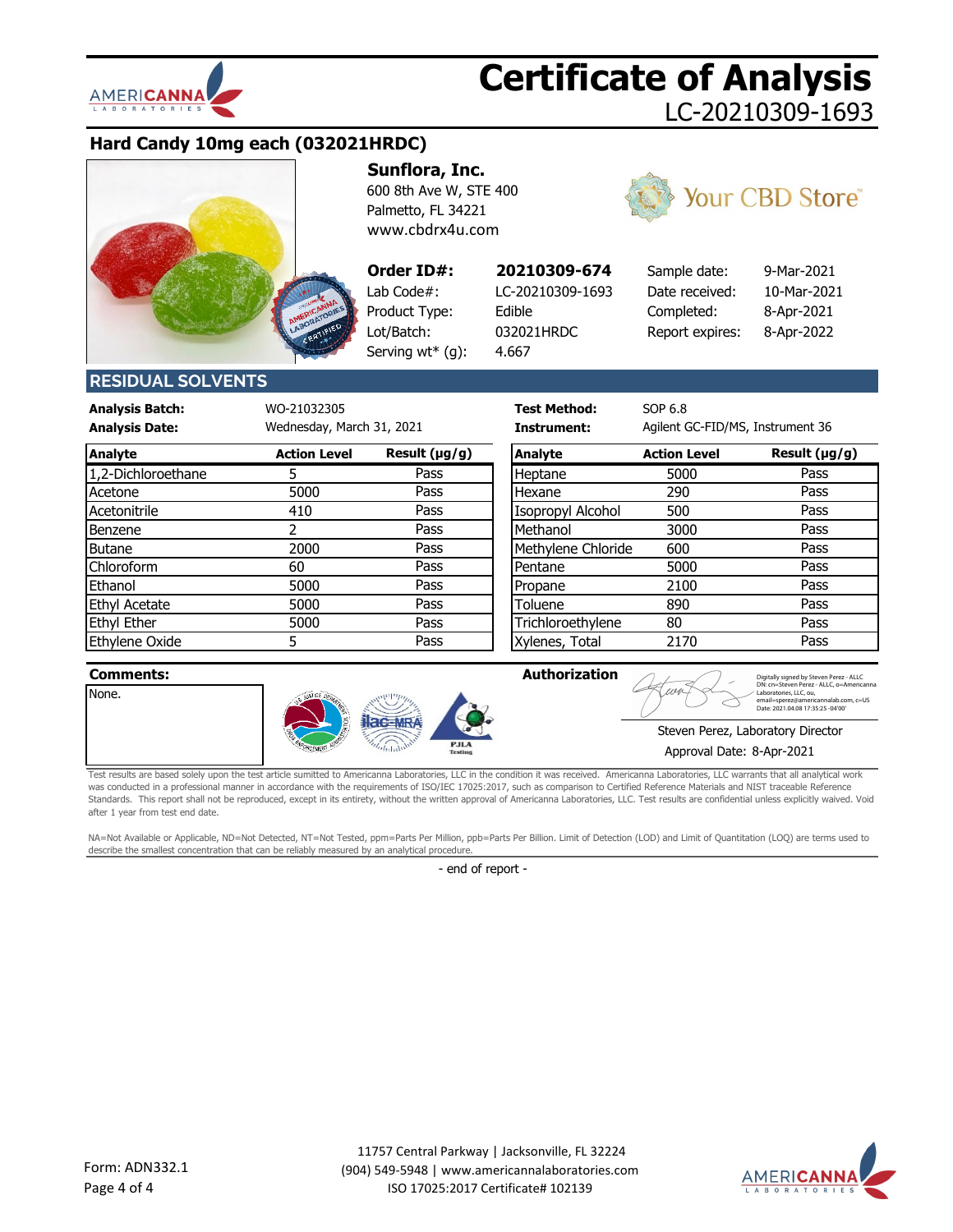# Certificate of Analysis

LC-20210309-1693

## Hard Candy 10mg each (032021HRDC)

**Sunflora, Inc.**
600 8th Ave W, STE 400
Palmetto, FL 34221
www.cbdrx4u.com

Your CBD Store™

| | | | |
|---|---|---|---|
| **Order ID#:** | **20210309-674** | Sample date: | 9-Mar-2021 |
| Lab Code#: | LC-20210309-1693 | Date received: | 10-Mar-2021 |
| Product Type: | Edible | Completed: | 8-Apr-2021 |
| Lot/Batch: | 032021HRDC | Report expires: | 8-Apr-2022 |
| Serving wt* (g): | 4.667 | | |

## RESIDUAL SOLVENTS

| | | | |
|---|---|---|---|
| **Analysis Batch:** | WO-21032305 | **Test Method:** | SOP 6.8 |
| **Analysis Date:** | Wednesday, March 31, 2021 | **Instrument:** | Agilent GC-FID/MS, Instrument 36 |

| Analyte | Action Level | Result (µg/g) | Analyte | Action Level | Result (µg/g) |
|---|---|---|---|---|---|
| 1,2-Dichloroethane | 5 | Pass | Heptane | 5000 | Pass |
| Acetone | 5000 | Pass | Hexane | 290 | Pass |
| Acetonitrile | 410 | Pass | Isopropyl Alcohol | 500 | Pass |
| Benzene | 2 | Pass | Methanol | 3000 | Pass |
| Butane | 2000 | Pass | Methylene Chloride | 600 | Pass |
| Chloroform | 60 | Pass | Pentane | 5000 | Pass |
| Ethanol | 5000 | Pass | Propane | 2100 | Pass |
| Ethyl Acetate | 5000 | Pass | Toluene | 890 | Pass |
| Ethyl Ether | 5000 | Pass | Trichloroethylene | 80 | Pass |
| Ethylene Oxide | 5 | Pass | Xylenes, Total | 2170 | Pass |

**Comments:**

None.

**Authorization**

Digitally signed by Steven Perez - ALLC
DN: cn=Steven Perez - ALLC, o=Americanna Laboratories, LLC, ou, email=sperez@americannalab.com, c=US
Date: 2021.04.08 17:35:25 -04'00'

Steven Perez, Laboratory Director
Approval Date: 8-Apr-2021

Test results are based solely upon the test article sumitted to Americanna Laboratories, LLC in the condition it was received. Americanna Laboratories, LLC warrants that all analytical work was conducted in a professional manner in accordance with the requirements of ISO/IEC 17025:2017, such as comparison to Certified Reference Materials and NIST traceable Reference Standards. This report shall not be reproduced, except in its entirety, without the written approval of Americanna Laboratories, LLC. Test results are confidential unless explicitly waived. Void after 1 year from test end date.

NA=Not Available or Applicable, ND=Not Detected, NT=Not Tested, ppm=Parts Per Million, ppb=Parts Per Billion. Limit of Detection (LOD) and Limit of Quantitation (LOQ) are terms used to describe the smallest concentration that can be reliably measured by an analytical procedure.

- end of report -

Form: ADN332.1

11757 Central Parkway | Jacksonville, FL 32224
(904) 549-5948 | www.americannalaboratories.com
ISO 17025:2017 Certificate# 102139